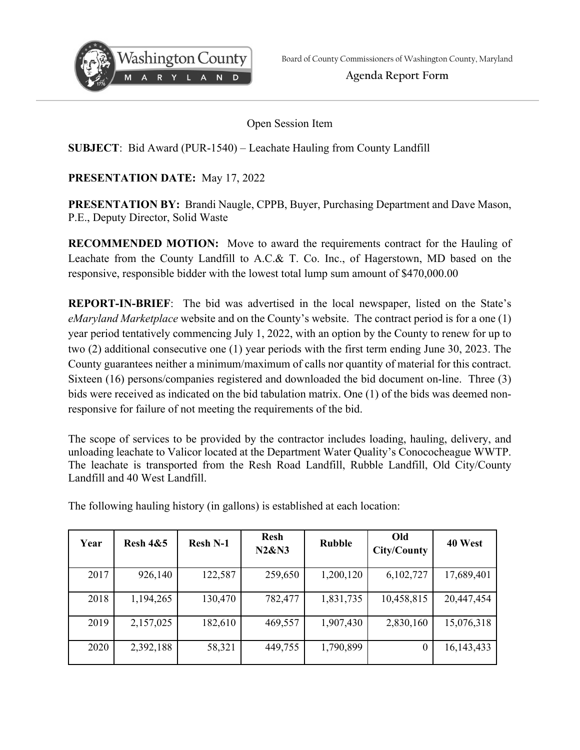Board of County Commissioners of Washington County, Maryland

**Agenda Report Form**

Open Session Item

**SUBJECT**: Bid Award (PUR-1540) – Leachate Hauling from County Landfill

**PRESENTATION DATE:** May 17, 2022

**PRESENTATION BY:** Brandi Naugle, CPPB, Buyer, Purchasing Department and Dave Mason, P.E., Deputy Director, Solid Waste

**RECOMMENDED MOTION:** Move to award the requirements contract for the Hauling of Leachate from the County Landfill to A.C.& T. Co. Inc., of Hagerstown, MD based on the responsive, responsible bidder with the lowest total lump sum amount of $470,000.00

**REPORT-IN-BRIEF**: The bid was advertised in the local newspaper, listed on the State's *eMaryland Marketplace* website and on the County's website. The contract period is for a one (1) year period tentatively commencing July 1, 2022, with an option by the County to renew for up to two (2) additional consecutive one (1) year periods with the first term ending June 30, 2023. The County guarantees neither a minimum/maximum of calls nor quantity of material for this contract. Sixteen (16) persons/companies registered and downloaded the bid document on-line. Three (3) bids were received as indicated on the bid tabulation matrix. One (1) of the bids was deemed non-responsive for failure of not meeting the requirements of the bid.

The scope of services to be provided by the contractor includes loading, hauling, delivery, and unloading leachate to Valicor located at the Department Water Quality's Conococheague WWTP. The leachate is transported from the Resh Road Landfill, Rubble Landfill, Old City/County Landfill and 40 West Landfill.

The following hauling history (in gallons) is established at each location:

| Year | Resh 4&5 | Resh N-1 | Resh N2&N3 | Rubble | Old City/County | 40 West |
|---|---|---|---|---|---|---|
| 2017 | 926,140 | 122,587 | 259,650 | 1,200,120 | 6,102,727 | 17,689,401 |
| 2018 | 1,194,265 | 130,470 | 782,477 | 1,831,735 | 10,458,815 | 20,447,454 |
| 2019 | 2,157,025 | 182,610 | 469,557 | 1,907,430 | 2,830,160 | 15,076,318 |
| 2020 | 2,392,188 | 58,321 | 449,755 | 1,790,899 | 0 | 16,143,433 |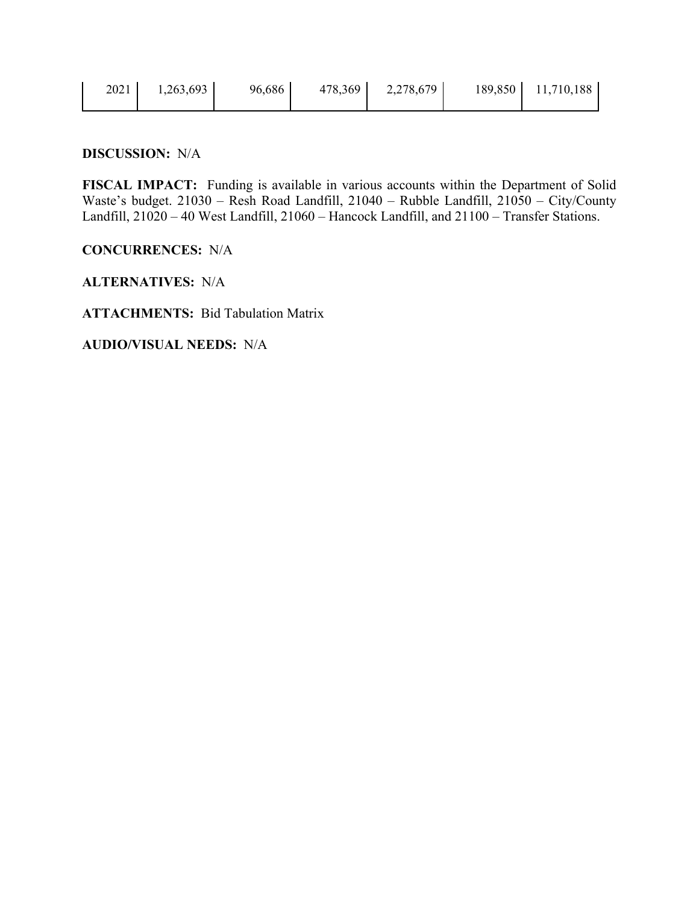| | | | | | | |
|---|---|---|---|---|---|---|
| 2021 | 1,263,693 | 96,686 | 478,369 | 2,278,679 | 189,850 | 11,710,188 |

**DISCUSSION:** N/A

**FISCAL IMPACT:** Funding is available in various accounts within the Department of Solid Waste's budget. 21030 – Resh Road Landfill, 21040 – Rubble Landfill, 21050 – City/County Landfill, 21020 – 40 West Landfill, 21060 – Hancock Landfill, and 21100 – Transfer Stations.

**CONCURRENCES:** N/A

**ALTERNATIVES:** N/A

**ATTACHMENTS:** Bid Tabulation Matrix

**AUDIO/VISUAL NEEDS:** N/A